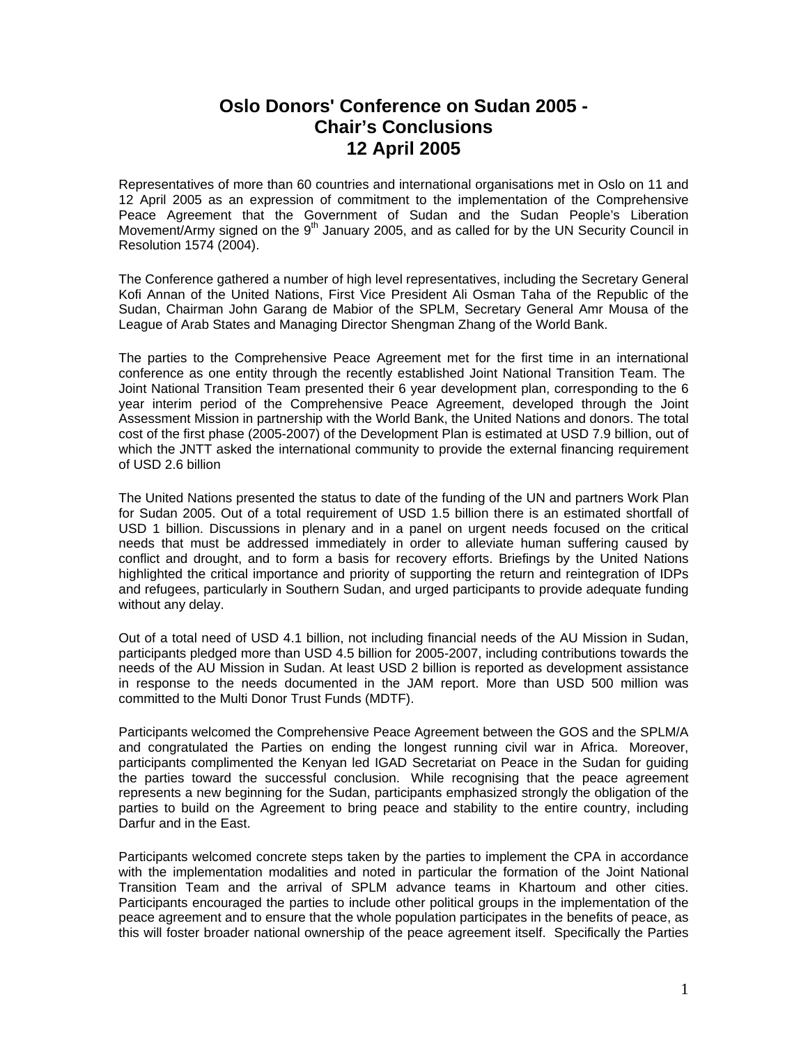# Oslo Donors' Conference on Sudan 2005 - Chair's Conclusions 12 April 2005

Representatives of more than 60 countries and international organisations met in Oslo on 11 and 12 April 2005 as an expression of commitment to the implementation of the Comprehensive Peace Agreement that the Government of Sudan and the Sudan People's Liberation Movement/Army signed on the 9th January 2005, and as called for by the UN Security Council in Resolution 1574 (2004).

The Conference gathered a number of high level representatives, including the Secretary General Kofi Annan of the United Nations, First Vice President Ali Osman Taha of the Republic of the Sudan, Chairman John Garang de Mabior of the SPLM, Secretary General Amr Mousa of the League of Arab States and Managing Director Shengman Zhang of the World Bank.

The parties to the Comprehensive Peace Agreement met for the first time in an international conference as one entity through the recently established Joint National Transition Team. The Joint National Transition Team presented their 6 year development plan, corresponding to the 6 year interim period of the Comprehensive Peace Agreement, developed through the Joint Assessment Mission in partnership with the World Bank, the United Nations and donors. The total cost of the first phase (2005-2007) of the Development Plan is estimated at USD 7.9 billion, out of which the JNTT asked the international community to provide the external financing requirement of USD 2.6 billion

The United Nations presented the status to date of the funding of the UN and partners Work Plan for Sudan 2005. Out of a total requirement of USD 1.5 billion there is an estimated shortfall of USD 1 billion. Discussions in plenary and in a panel on urgent needs focused on the critical needs that must be addressed immediately in order to alleviate human suffering caused by conflict and drought, and to form a basis for recovery efforts. Briefings by the United Nations highlighted the critical importance and priority of supporting the return and reintegration of IDPs and refugees, particularly in Southern Sudan, and urged participants to provide adequate funding without any delay.

Out of a total need of USD 4.1 billion, not including financial needs of the AU Mission in Sudan, participants pledged more than USD 4.5 billion for 2005-2007, including contributions towards the needs of the AU Mission in Sudan. At least USD 2 billion is reported as development assistance in response to the needs documented in the JAM report. More than USD 500 million was committed to the Multi Donor Trust Funds (MDTF).

Participants welcomed the Comprehensive Peace Agreement between the GOS and the SPLM/A and congratulated the Parties on ending the longest running civil war in Africa. Moreover, participants complimented the Kenyan led IGAD Secretariat on Peace in the Sudan for guiding the parties toward the successful conclusion. While recognising that the peace agreement represents a new beginning for the Sudan, participants emphasized strongly the obligation of the parties to build on the Agreement to bring peace and stability to the entire country, including Darfur and in the East.

Participants welcomed concrete steps taken by the parties to implement the CPA in accordance with the implementation modalities and noted in particular the formation of the Joint National Transition Team and the arrival of SPLM advance teams in Khartoum and other cities. Participants encouraged the parties to include other political groups in the implementation of the peace agreement and to ensure that the whole population participates in the benefits of peace, as this will foster broader national ownership of the peace agreement itself. Specifically the Parties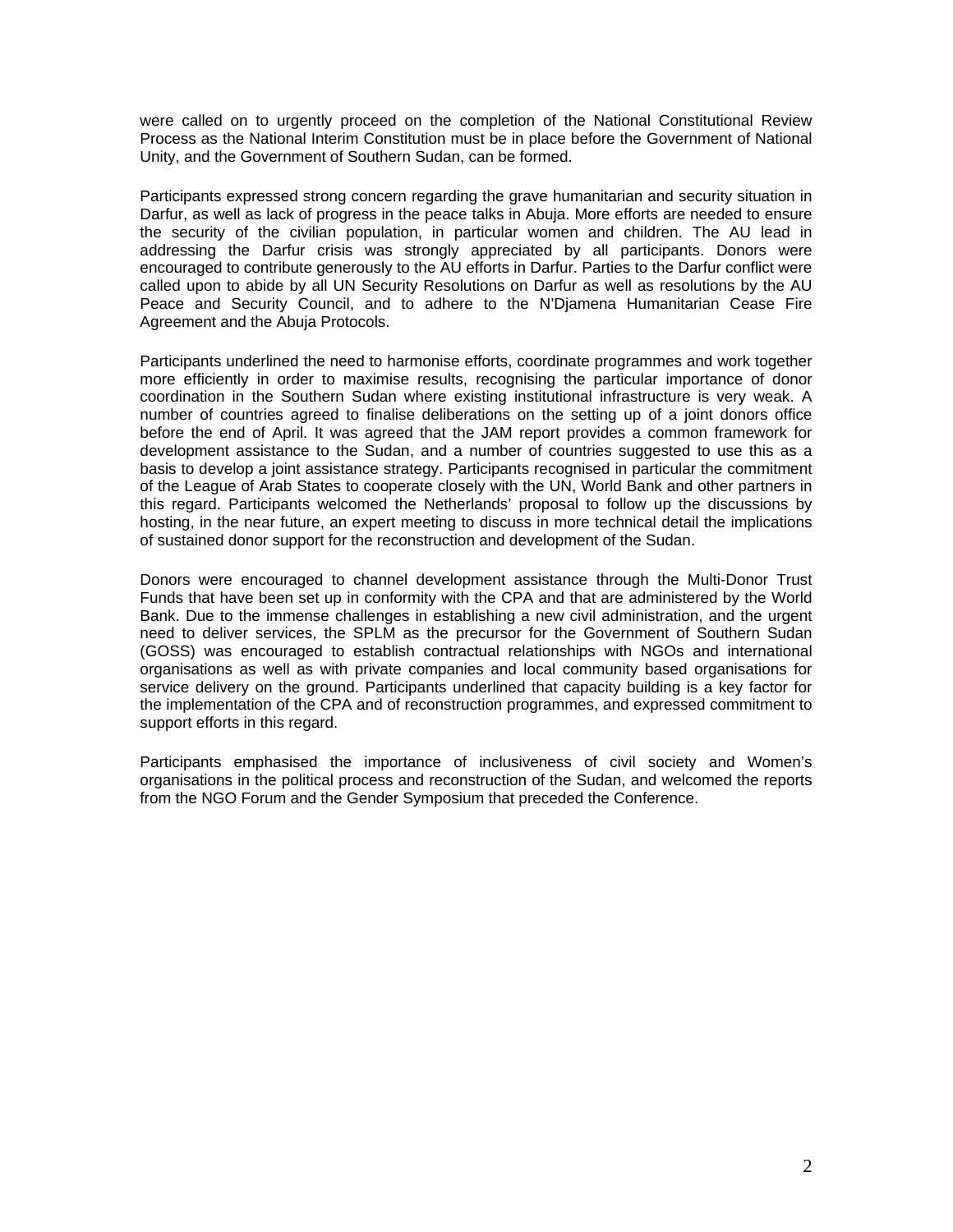were called on to urgently proceed on the completion of the National Constitutional Review Process as the National Interim Constitution must be in place before the Government of National Unity, and the Government of Southern Sudan, can be formed.

Participants expressed strong concern regarding the grave humanitarian and security situation in Darfur, as well as lack of progress in the peace talks in Abuja. More efforts are needed to ensure the security of the civilian population, in particular women and children. The AU lead in addressing the Darfur crisis was strongly appreciated by all participants. Donors were encouraged to contribute generously to the AU efforts in Darfur. Parties to the Darfur conflict were called upon to abide by all UN Security Resolutions on Darfur as well as resolutions by the AU Peace and Security Council, and to adhere to the N'Djamena Humanitarian Cease Fire Agreement and the Abuja Protocols.

Participants underlined the need to harmonise efforts, coordinate programmes and work together more efficiently in order to maximise results, recognising the particular importance of donor coordination in the Southern Sudan where existing institutional infrastructure is very weak. A number of countries agreed to finalise deliberations on the setting up of a joint donors office before the end of April. It was agreed that the JAM report provides a common framework for development assistance to the Sudan, and a number of countries suggested to use this as a basis to develop a joint assistance strategy. Participants recognised in particular the commitment of the League of Arab States to cooperate closely with the UN, World Bank and other partners in this regard. Participants welcomed the Netherlands' proposal to follow up the discussions by hosting, in the near future, an expert meeting to discuss in more technical detail the implications of sustained donor support for the reconstruction and development of the Sudan.

Donors were encouraged to channel development assistance through the Multi-Donor Trust Funds that have been set up in conformity with the CPA and that are administered by the World Bank. Due to the immense challenges in establishing a new civil administration, and the urgent need to deliver services, the SPLM as the precursor for the Government of Southern Sudan (GOSS) was encouraged to establish contractual relationships with NGOs and international organisations as well as with private companies and local community based organisations for service delivery on the ground. Participants underlined that capacity building is a key factor for the implementation of the CPA and of reconstruction programmes, and expressed commitment to support efforts in this regard.

Participants emphasised the importance of inclusiveness of civil society and Women's organisations in the political process and reconstruction of the Sudan, and welcomed the reports from the NGO Forum and the Gender Symposium that preceded the Conference.